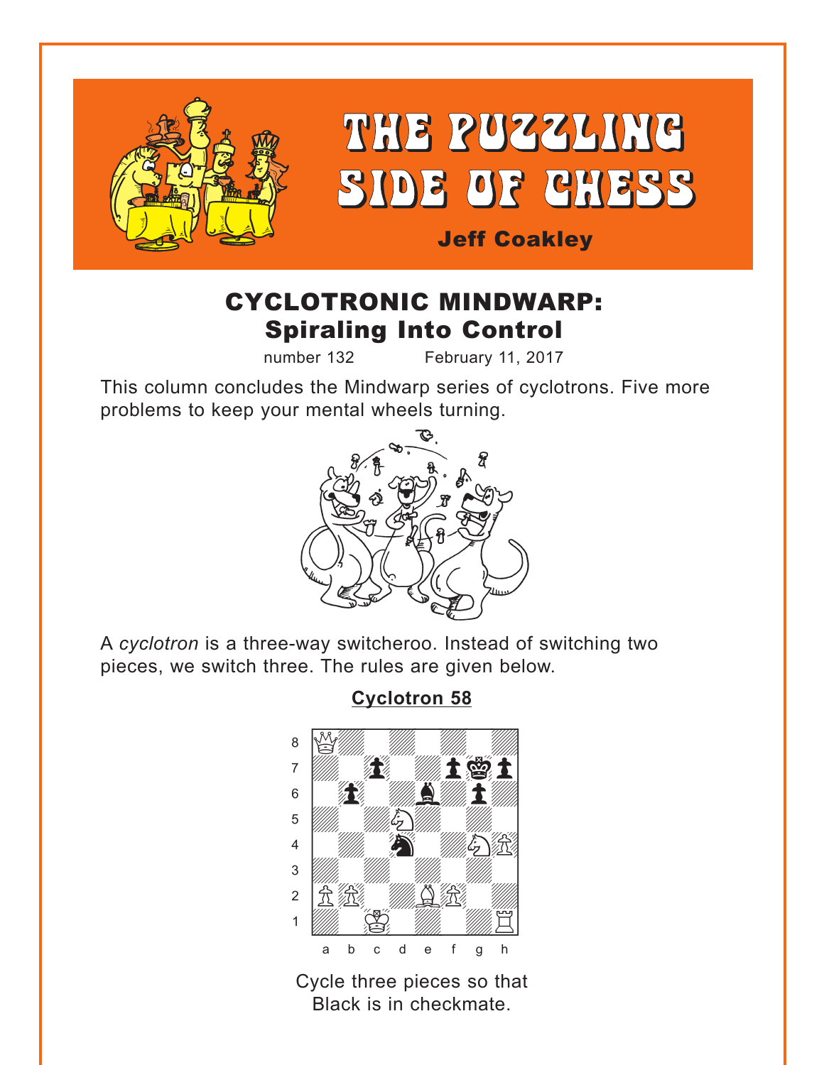# THE PUZZLING SIDE OF CHESS

**Jeff Coakley**

## CYCLOTRONIC MINDWARP: Spiraling Into Control

number 132 February 11, 2017

This column concludes the Mindwarp series of cyclotrons. Five more problems to keep your mental wheels turning.

A *cyclotron* is a three-way switcheroo. Instead of switching two pieces, we switch three. The rules are given below.

### Cyclotron 58

Cycle three pieces so that Black is in checkmate.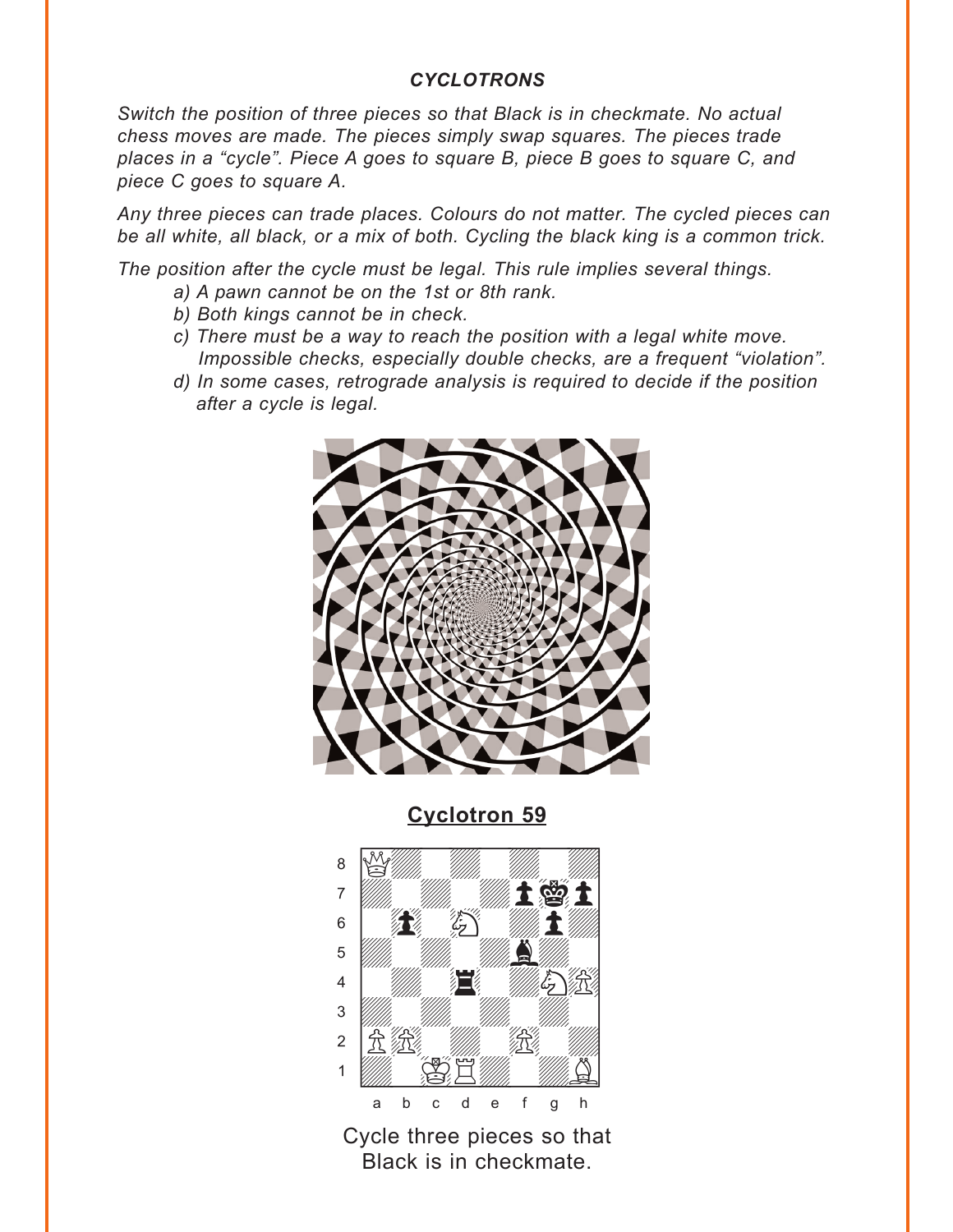***CYCLOTRONS***

*Switch the position of three pieces so that Black is in checkmate. No actual chess moves are made. The pieces simply swap squares. The pieces trade places in a "cycle". Piece A goes to square B, piece B goes to square C, and piece C goes to square A.*

*Any three pieces can trade places. Colours do not matter. The cycled pieces can be all white, all black, or a mix of both. Cycling the black king is a common trick.*

*The position after the cycle must be legal. This rule implies several things.*

- *a) A pawn cannot be on the 1st or 8th rank.*
- *b) Both kings cannot be in check.*
- *c) There must be a way to reach the position with a legal white move. Impossible checks, especially double checks, are a frequent "violation".*
- *d) In some cases, retrograde analysis is required to decide if the position after a cycle is legal.*

## Cyclotron 59

Cycle three pieces so that Black is in checkmate.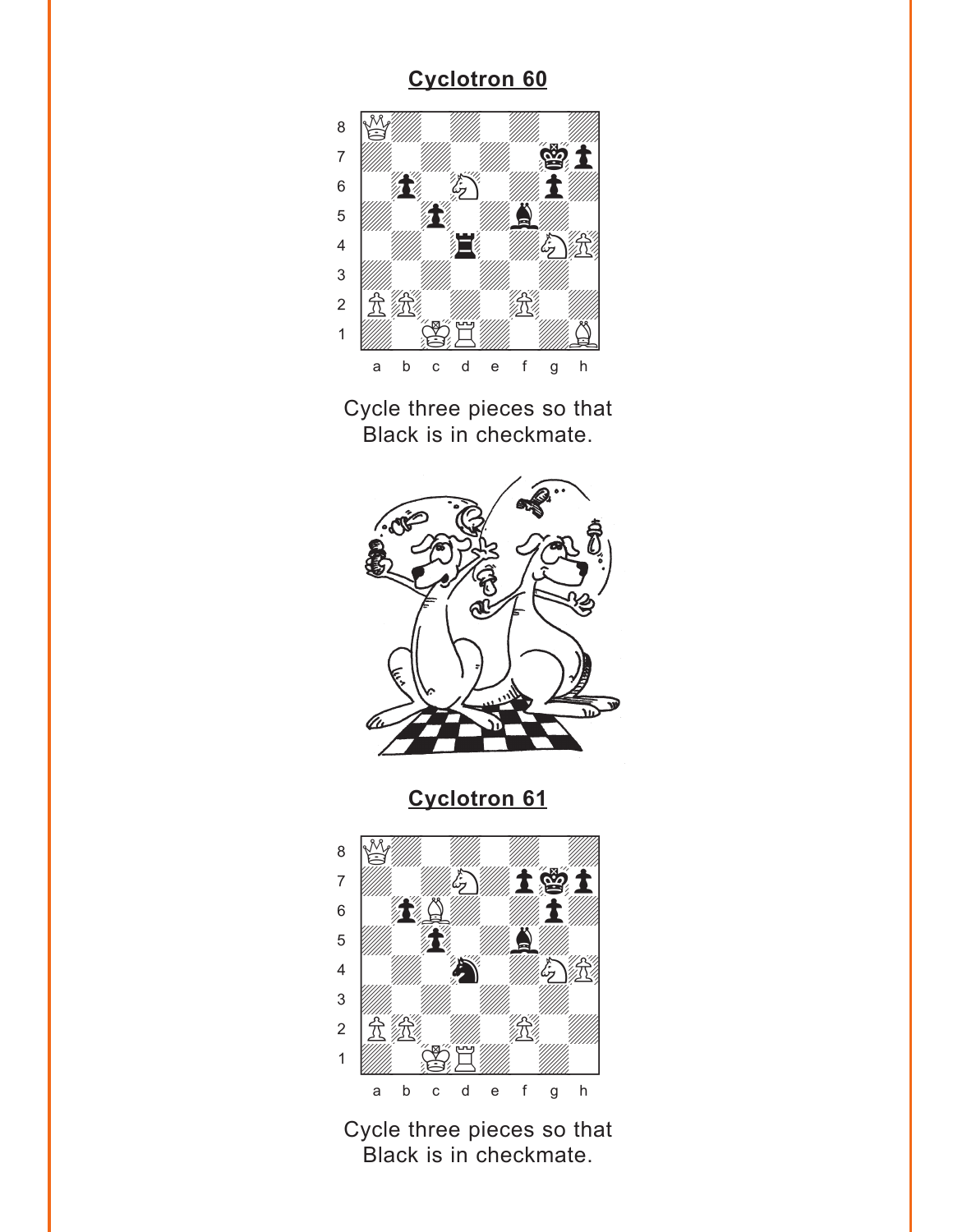## Cyclotron 60

Cycle three pieces so that Black is in checkmate.

## Cyclotron 61

Cycle three pieces so that Black is in checkmate.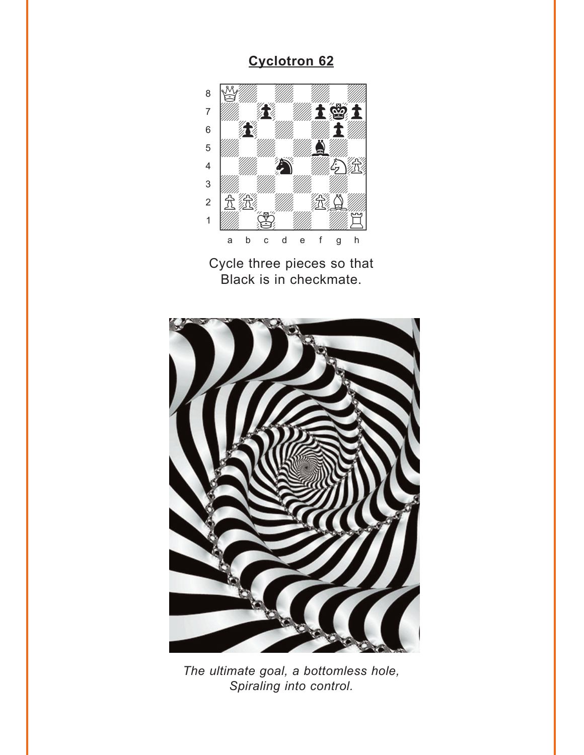## Cyclotron 62

Cycle three pieces so that Black is in checkmate.

*The ultimate goal, a bottomless hole, Spiraling into control.*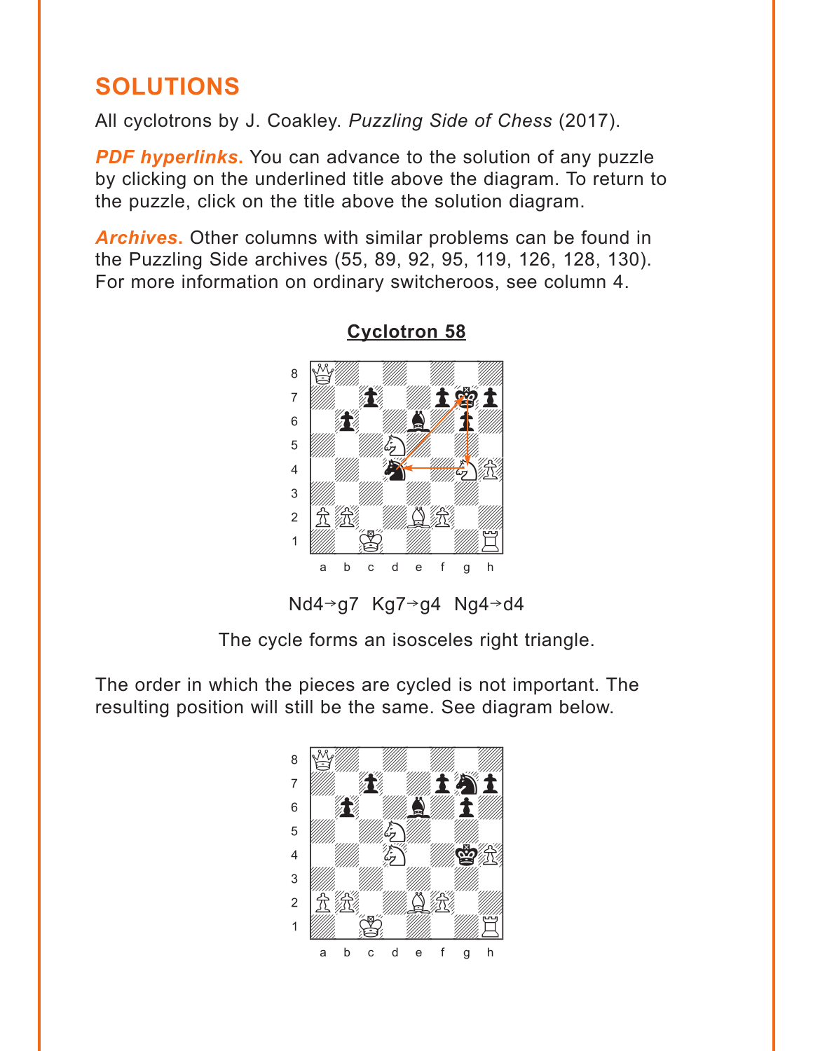## SOLUTIONS

All cyclotrons by J. Coakley. *Puzzling Side of Chess* (2017).

***PDF hyperlinks.*** You can advance to the solution of any puzzle by clicking on the underlined title above the diagram. To return to the puzzle, click on the title above the solution diagram.

***Archives.*** Other columns with similar problems can be found in the Puzzling Side archives (55, 89, 92, 95, 119, 126, 128, 130). For more information on ordinary switcheroos, see column 4.

**Cyclotron 58**

Nd4→g7 Kg7→g4 Ng4→d4

The cycle forms an isosceles right triangle.

The order in which the pieces are cycled is not important. The resulting position will still be the same. See diagram below.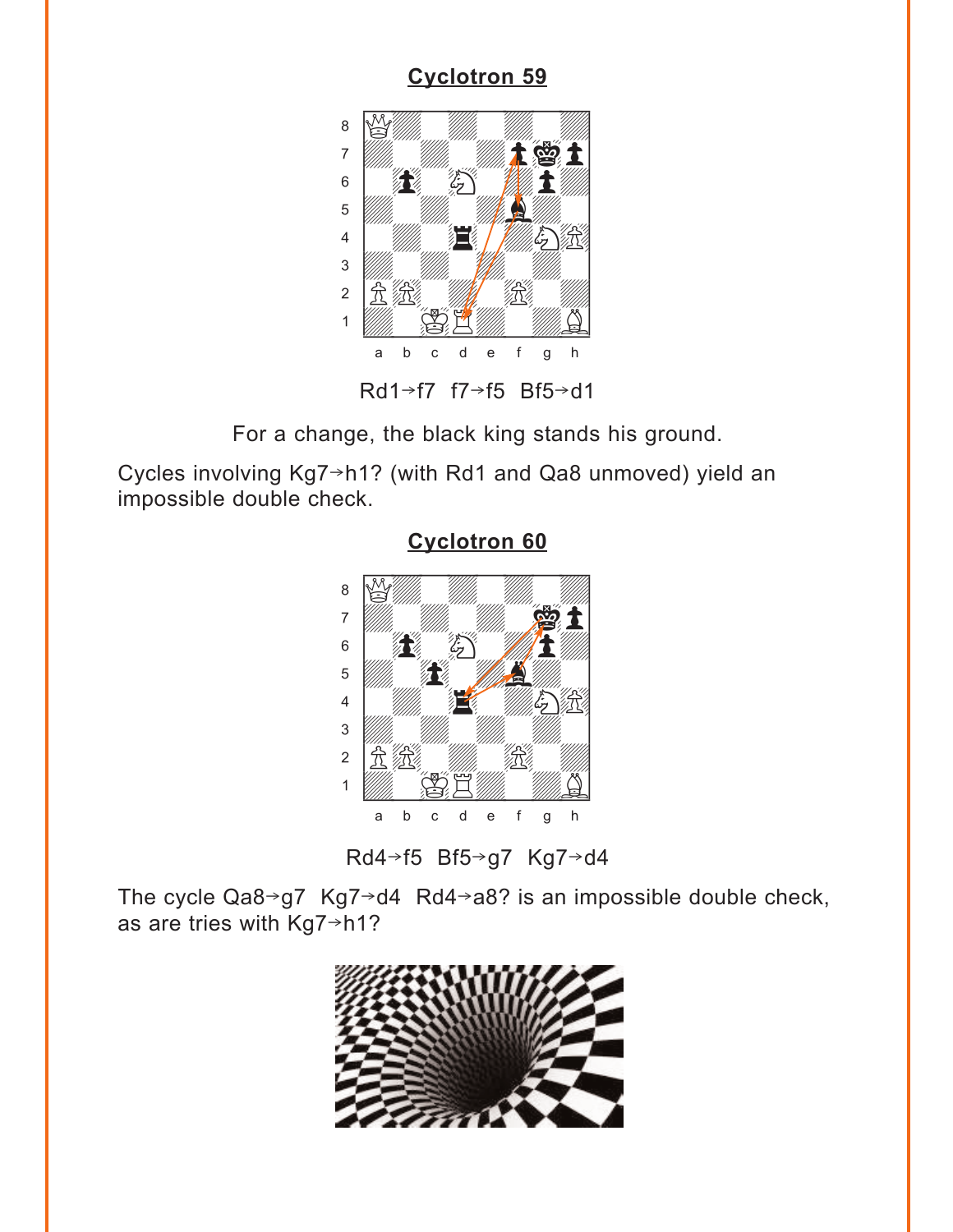## Cyclotron 59

Rd1→f7 f7→f5 Bf5→d1

For a change, the black king stands his ground.

Cycles involving Kg7→h1? (with Rd1 and Qa8 unmoved) yield an impossible double check.

## Cyclotron 60

Rd4→f5 Bf5→g7 Kg7→d4

The cycle Qa8→g7 Kg7→d4 Rd4→a8? is an impossible double check, as are tries with Kg7→h1?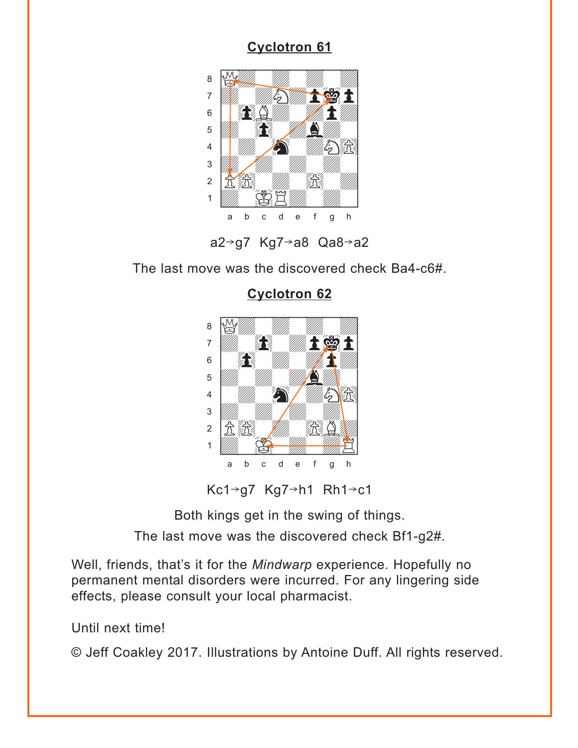## Cyclotron 61

a2→g7 Kg7→a8 Qa8→a2

The last move was the discovered check Ba4-c6#.

## Cyclotron 62

Kc1→g7 Kg7→h1 Rh1→c1

Both kings get in the swing of things.

The last move was the discovered check Bf1-g2#.

Well, friends, that's it for the *Mindwarp* experience. Hopefully no permanent mental disorders were incurred. For any lingering side effects, please consult your local pharmacist.

Until next time!

© Jeff Coakley 2017. Illustrations by Antoine Duff. All rights reserved.